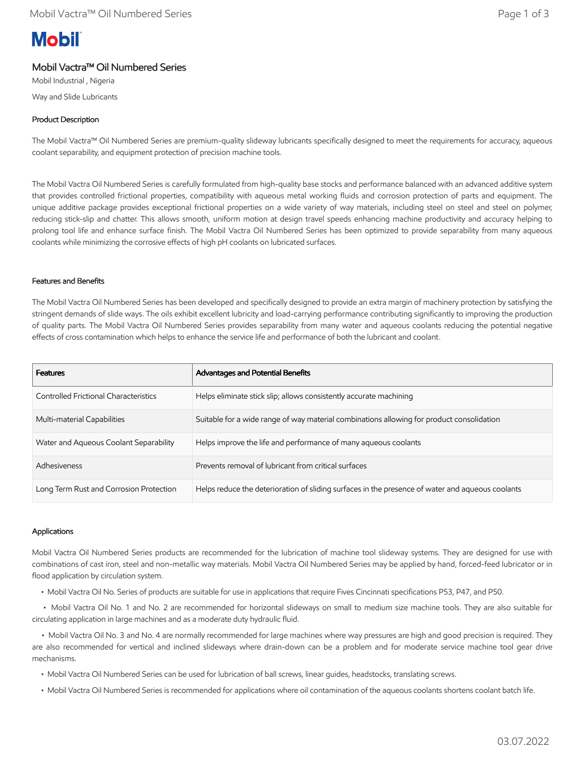# Mobil Vactra™ Oil Numbered Series

Mobil Industrial , Nigeria

Way and Slide Lubricants

## Product Description

The Mobil Vactra™ Oil Numbered Series are premium-quality slideway lubricants specifically designed to meet the requirements for accuracy, aqueous coolant separability, and equipment protection of precision machine tools.

The Mobil Vactra Oil Numbered Series is carefully formulated from high-quality base stocks and performance balanced with an advanced additive system that provides controlled frictional properties, compatibility with aqueous metal working fluids and corrosion protection of parts and equipment. The unique additive package provides exceptional frictional properties on a wide variety of way materials, including steel on steel and steel on polymer, reducing stick-slip and chatter. This allows smooth, uniform motion at design travel speeds enhancing machine productivity and accuracy helping to prolong tool life and enhance surface finish. The Mobil Vactra Oil Numbered Series has been optimized to provide separability from many aqueous coolants while minimizing the corrosive effects of high pH coolants on lubricated surfaces.

## Features and Benefits

The Mobil Vactra Oil Numbered Series has been developed and specifically designed to provide an extra margin of machinery protection by satisfying the stringent demands of slide ways. The oils exhibit excellent lubricity and load-carrying performance contributing significantly to improving the production of quality parts. The Mobil Vactra Oil Numbered Series provides separability from many water and aqueous coolants reducing the potential negative effects of cross contamination which helps to enhance the service life and performance of both the lubricant and coolant.

| Features | Advantages and Potential Benefits |
|---|---|
| Controlled Frictional Characteristics | Helps eliminate stick slip; allows consistently accurate machining |
| Multi-material Capabilities | Suitable for a wide range of way material combinations allowing for product consolidation |
| Water and Aqueous Coolant Separability | Helps improve the life and performance of many aqueous coolants |
| Adhesiveness | Prevents removal of lubricant from critical surfaces |
| Long Term Rust and Corrosion Protection | Helps reduce the deterioration of sliding surfaces in the presence of water and aqueous coolants |

## Applications

Mobil Vactra Oil Numbered Series products are recommended for the lubrication of machine tool slideway systems. They are designed for use with combinations of cast iron, steel and non-metallic way materials. Mobil Vactra Oil Numbered Series may be applied by hand, forced-feed lubricator or in flood application by circulation system.

- Mobil Vactra Oil No. Series of products are suitable for use in applications that require Fives Cincinnati specifications P53, P47, and P50.
- Mobil Vactra Oil No. 1 and No. 2 are recommended for horizontal slideways on small to medium size machine tools. They are also suitable for circulating application in large machines and as a moderate duty hydraulic fluid.
- Mobil Vactra Oil No. 3 and No. 4 are normally recommended for large machines where way pressures are high and good precision is required. They are also recommended for vertical and inclined slideways where drain-down can be a problem and for moderate service machine tool gear drive mechanisms.
- Mobil Vactra Oil Numbered Series can be used for lubrication of ball screws, linear guides, headstocks, translating screws.
- Mobil Vactra Oil Numbered Series is recommended for applications where oil contamination of the aqueous coolants shortens coolant batch life.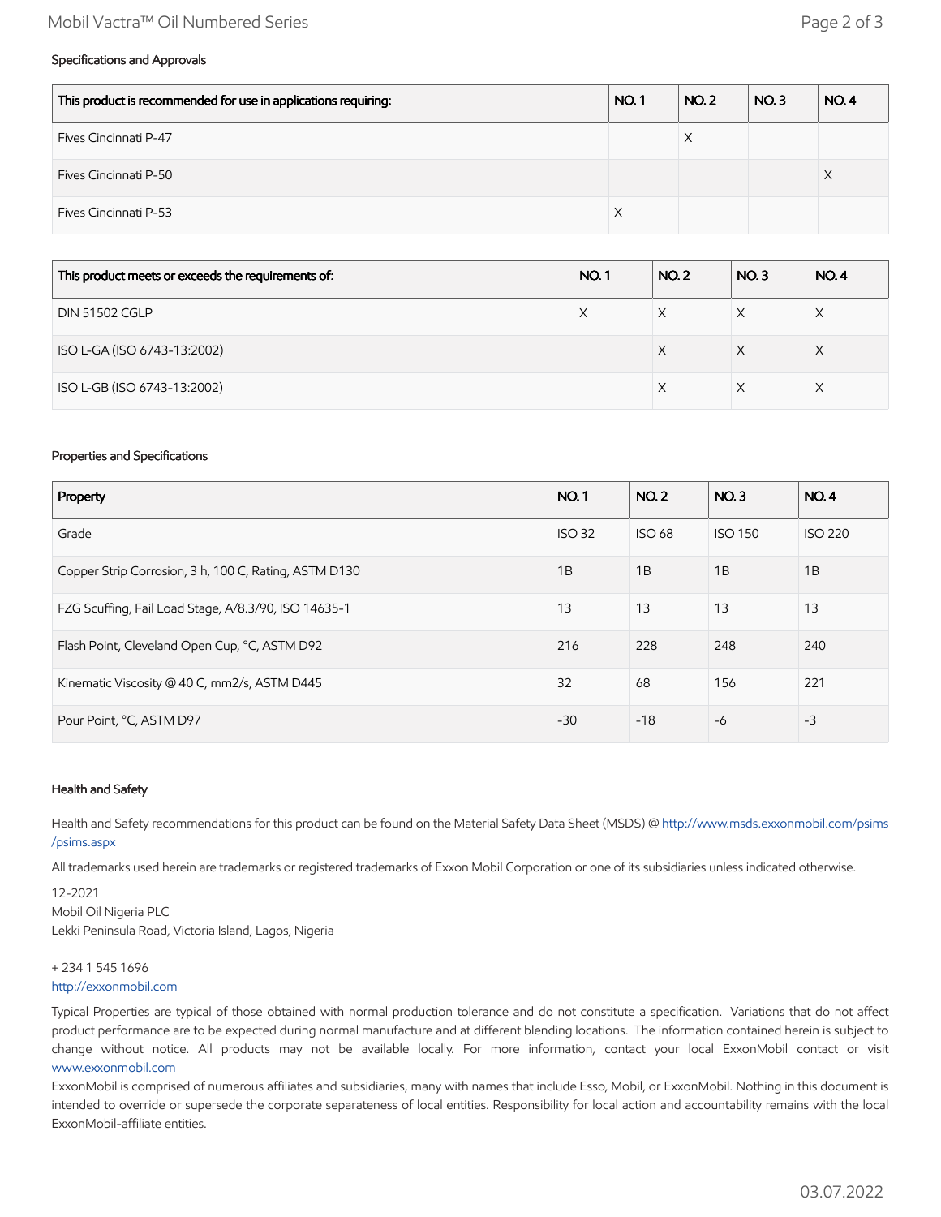### Specifications and Approvals

| This product is recommended for use in applications requiring: | NO. 1 | NO. 2 | NO. 3 | NO. 4 |
|---|---|---|---|---|
| Fives Cincinnati P-47 | | X | | |
| Fives Cincinnati P-50 | | | | X |
| Fives Cincinnati P-53 | X | | | |

| This product meets or exceeds the requirements of: | NO. 1 | NO. 2 | NO. 3 | NO. 4 |
|---|---|---|---|---|
| DIN 51502 CGLP | X | X | X | X |
| ISO L-GA (ISO 6743-13:2002) | | X | X | X |
| ISO L-GB (ISO 6743-13:2002) | | X | X | X |

### Properties and Specifications

| Property | NO. 1 | NO. 2 | NO. 3 | NO. 4 |
|---|---|---|---|---|
| Grade | ISO 32 | ISO 68 | ISO 150 | ISO 220 |
| Copper Strip Corrosion, 3 h, 100 C, Rating, ASTM D130 | 1B | 1B | 1B | 1B |
| FZG Scuffing, Fail Load Stage, A/8.3/90, ISO 14635-1 | 13 | 13 | 13 | 13 |
| Flash Point, Cleveland Open Cup, °C, ASTM D92 | 216 | 228 | 248 | 240 |
| Kinematic Viscosity @ 40 C, mm2/s, ASTM D445 | 32 | 68 | 156 | 221 |
| Pour Point, °C, ASTM D97 | -30 | -18 | -6 | -3 |

### Health and Safety

Health and Safety recommendations for this product can be found on the Material Safety Data Sheet (MSDS) @ http://www.msds.exxonmobil.com/psims/psims.aspx

All trademarks used herein are trademarks or registered trademarks of Exxon Mobil Corporation or one of its subsidiaries unless indicated otherwise.

12-2021
Mobil Oil Nigeria PLC
Lekki Peninsula Road, Victoria Island, Lagos, Nigeria

+ 234 1 545 1696
http://exxonmobil.com

Typical Properties are typical of those obtained with normal production tolerance and do not constitute a specification. Variations that do not affect product performance are to be expected during normal manufacture and at different blending locations. The information contained herein is subject to change without notice. All products may not be available locally. For more information, contact your local ExxonMobil contact or visit www.exxonmobil.com

ExxonMobil is comprised of numerous affiliates and subsidiaries, many with names that include Esso, Mobil, or ExxonMobil. Nothing in this document is intended to override or supersede the corporate separateness of local entities. Responsibility for local action and accountability remains with the local ExxonMobil-affiliate entities.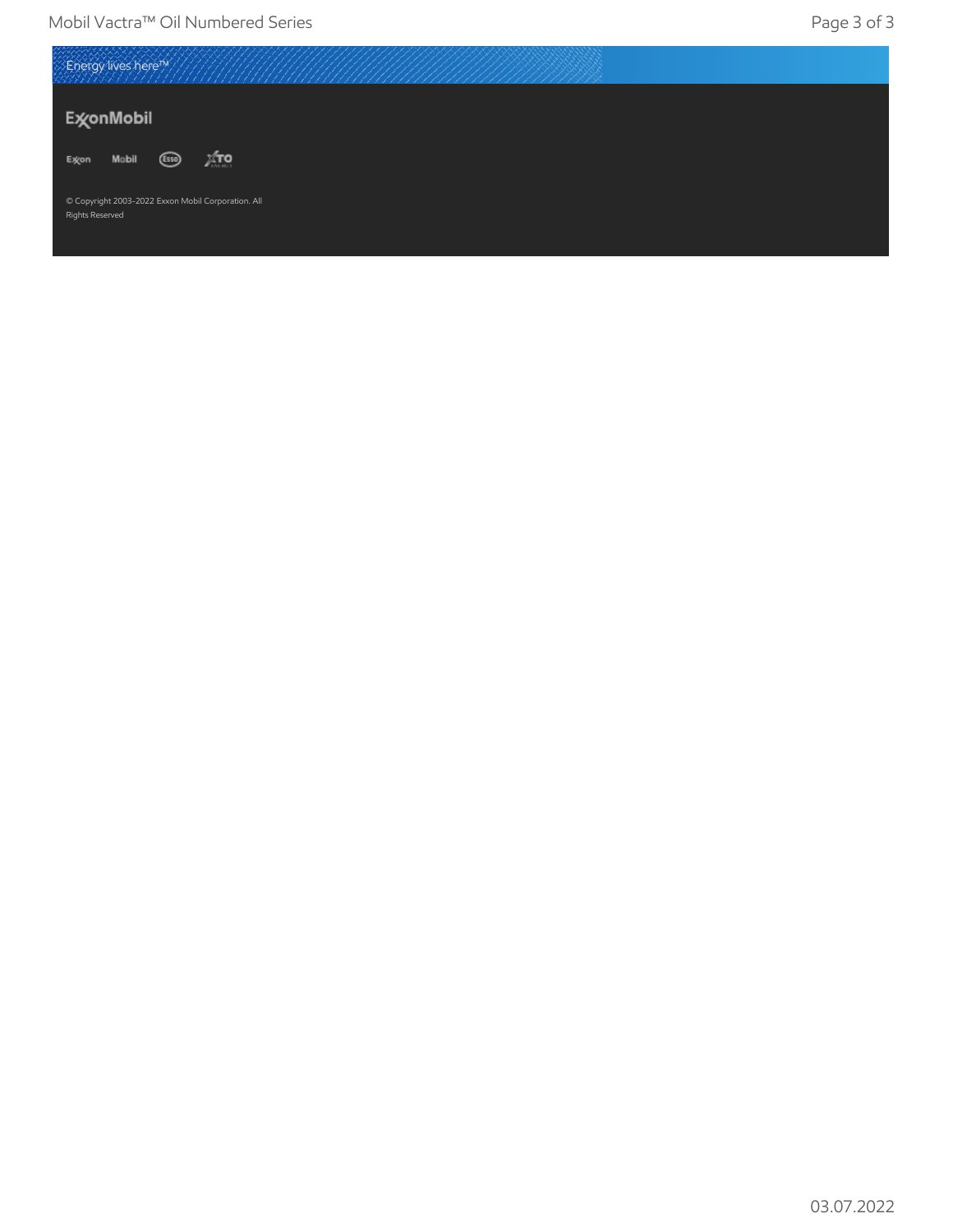Energy lives here™

ExxonMobil

Exxon Mobil Esso XTO

© Copyright 2003-2022 Exxon Mobil Corporation. All Rights Reserved